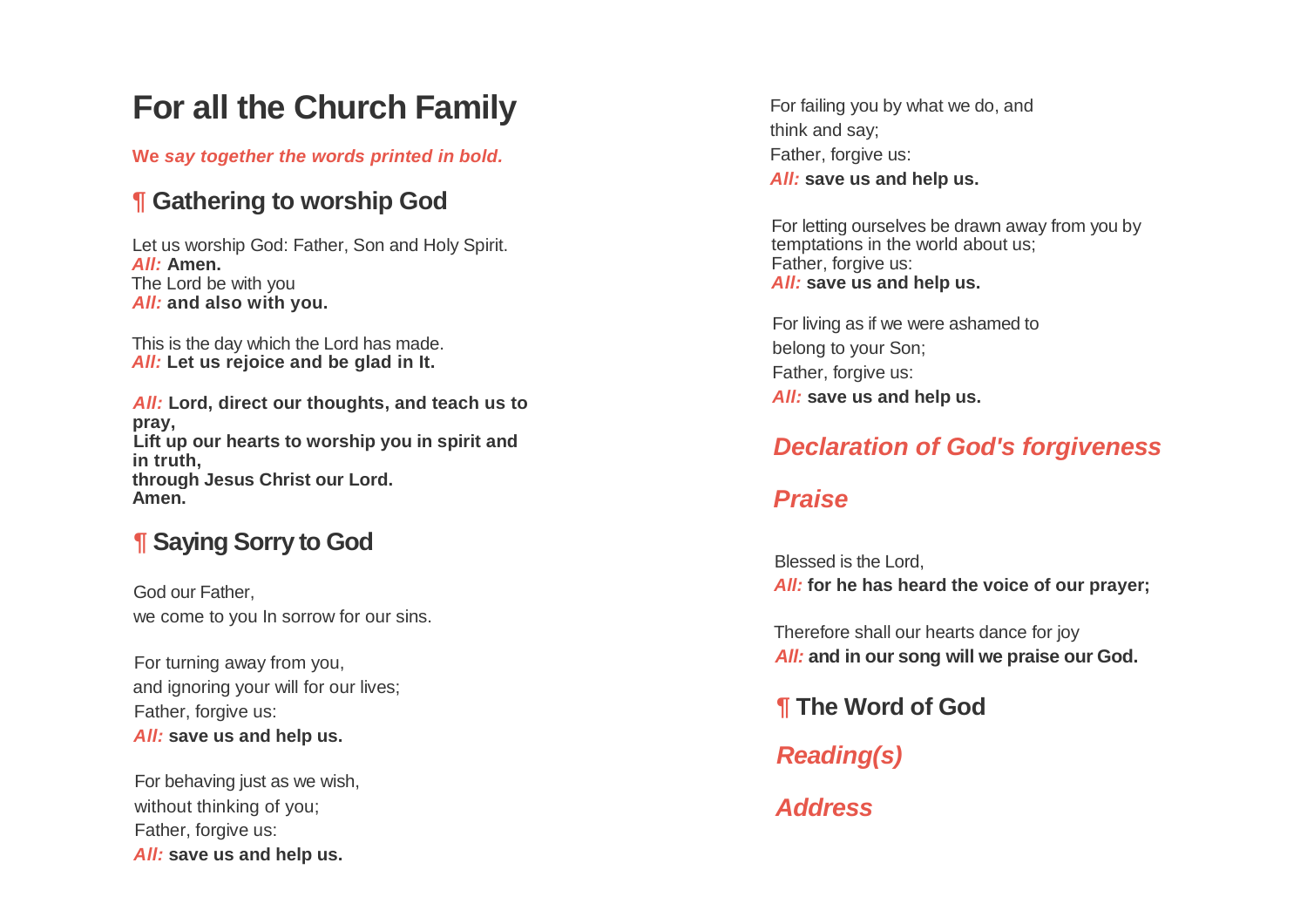# For all the Church Family

***We say together the words printed in bold.***

## ¶ Gathering to worship God

Let us worship God: Father, Son and Holy Spirit.
*All:* **Amen.**
The Lord be with you
*All:* **and also with you.**

This is the day which the Lord has made.
*All:* **Let us rejoice and be glad in It.**

*All:* **Lord, direct our thoughts, and teach us to pray,**
**Lift up our hearts to worship you in spirit and in truth,**
**through Jesus Christ our Lord.**
**Amen.**

## ¶ Saying Sorry to God

God our Father,
we come to you In sorrow for our sins.

For turning away from you,
and ignoring your will for our lives;
Father, forgive us:
*All:* **save us and help us.**

For behaving just as we wish,
without thinking of you;
Father, forgive us:
*All:* **save us and help us.**

For failing you by what we do, and
think and say;
Father, forgive us:
*All:* **save us and help us.**

For letting ourselves be drawn away from you by
temptations in the world about us;
Father, forgive us:
*All:* **save us and help us.**

For living as if we were ashamed to
belong to your Son;
Father, forgive us:
*All:* **save us and help us.**

### *Declaration of God's forgiveness*

### *Praise*

Blessed is the Lord,
*All:* **for he has heard the voice of our prayer;**

Therefore shall our hearts dance for joy
*All:* **and in our song will we praise our God.**

## ¶ The Word of God

### *Reading(s)*

### *Address*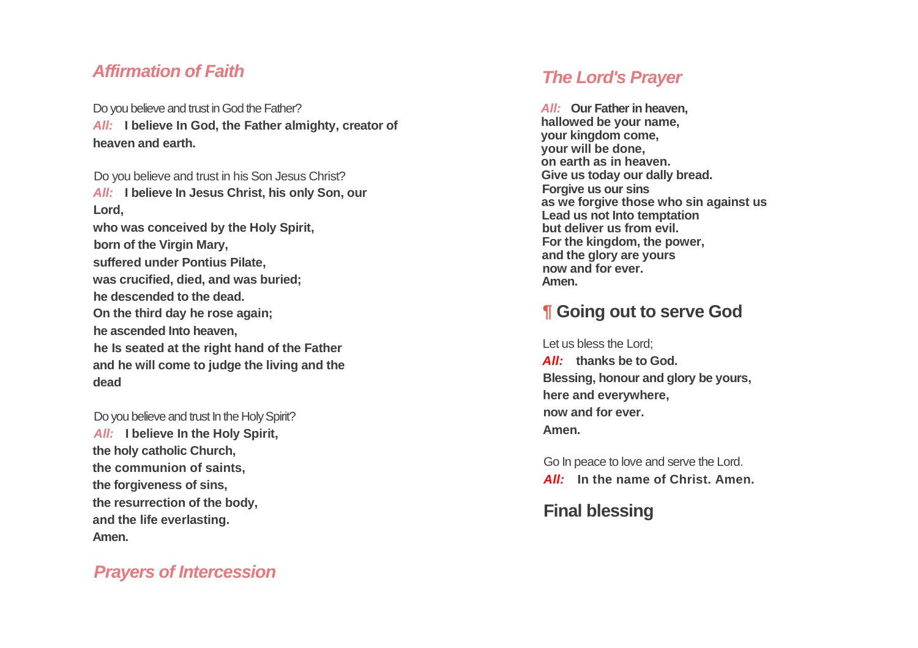## *Affirmation of Faith*

Do you believe and trust in God the Father?
*All:* **I believe In God, the Father almighty, creator of heaven and earth.**

Do you believe and trust in his Son Jesus Christ?
*All:* **I believe In Jesus Christ, his only Son, our Lord,**
**who was conceived by the Holy Spirit,**
**born of the Virgin Mary,**
**suffered under Pontius Pilate,**
**was crucified, died, and was buried;**
**he descended to the dead.**
**On the third day he rose again;**
**he ascended Into heaven,**
**he Is seated at the right hand of the Father**
**and he will come to judge the living and the dead**

Do you believe and trust In the Holy Spirit?
*All:* **I believe In the Holy Spirit,**
**the holy catholic Church,**
**the communion of saints,**
**the forgiveness of sins,**
**the resurrection of the body,**
**and the life everlasting.**
**Amen.**

## *Prayers of Intercession*

## *The Lord's Prayer*

*All:* **Our Father in heaven,**
**hallowed be your name,**
**your kingdom come,**
**your will be done,**
**on earth as in heaven.**
**Give us today our dally bread.**
**Forgive us our sins**
**as we forgive those who sin against us**
**Lead us not Into temptation**
**but deliver us from evil.**
**For the kingdom, the power,**
**and the glory are yours**
**now and for ever.**
**Amen.**

## ¶ Going out to serve God

Let us bless the Lord;
*All:* **thanks be to God.**
**Blessing, honour and glory be yours,**
**here and everywhere,**
**now and for ever.**
**Amen.**

Go In peace to love and serve the Lord.
*All:* **In the name of Christ. Amen.**

## Final blessing